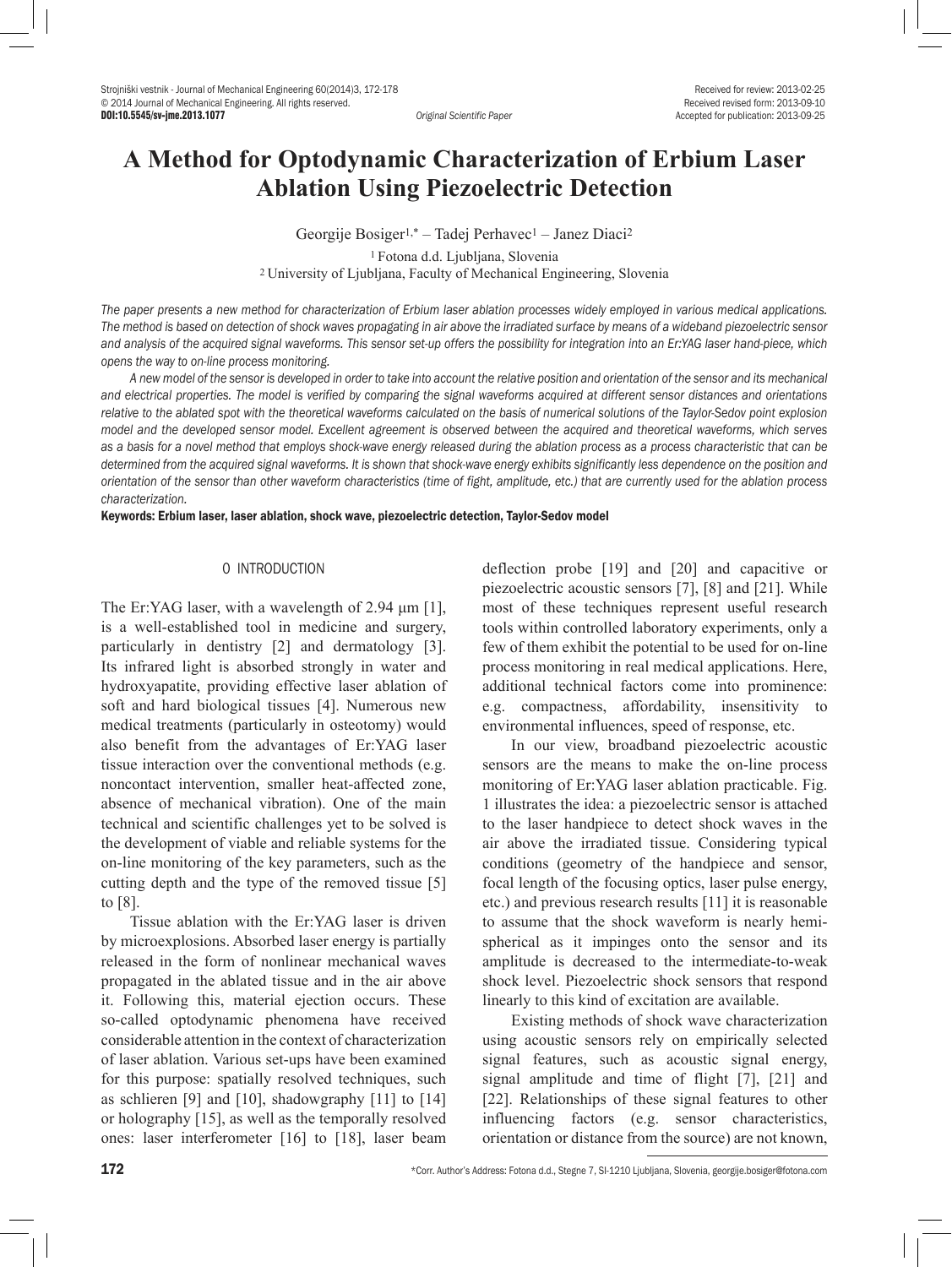# A Method for Optodynamic Characterization of Erbium Laser Ablation Using Piezoelectric Detection

Georgije Bosiger[1,*] – Tadej Perhavec[1] – Janez Diaci[2]

[1] Fotona d.d. Ljubljana, Slovenia
[2] University of Ljubljana, Faculty of Mechanical Engineering, Slovenia

*The paper presents a new method for characterization of Erbium laser ablation processes widely employed in various medical applications. The method is based on detection of shock waves propagating in air above the irradiated surface by means of a wideband piezoelectric sensor and analysis of the acquired signal waveforms. This sensor set-up offers the possibility for integration into an Er:YAG laser hand-piece, which opens the way to on-line process monitoring.*

*A new model of the sensor is developed in order to take into account the relative position and orientation of the sensor and its mechanical and electrical properties. The model is verified by comparing the signal waveforms acquired at different sensor distances and orientations relative to the ablated spot with the theoretical waveforms calculated on the basis of numerical solutions of the Taylor-Sedov point explosion model and the developed sensor model. Excellent agreement is observed between the acquired and theoretical waveforms, which serves as a basis for a novel method that employs shock-wave energy released during the ablation process as a process characteristic that can be determined from the acquired signal waveforms. It is shown that shock-wave energy exhibits significantly less dependence on the position and orientation of the sensor than other waveform characteristics (time of fight, amplitude, etc.) that are currently used for the ablation process characterization.*

**Keywords: Erbium laser, laser ablation, shock wave, piezoelectric detection, Taylor-Sedov model**

## 0 INTRODUCTION

The Er:YAG laser, with a wavelength of 2.94 μm [1], is a well-established tool in medicine and surgery, particularly in dentistry [2] and dermatology [3]. Its infrared light is absorbed strongly in water and hydroxyapatite, providing effective laser ablation of soft and hard biological tissues [4]. Numerous new medical treatments (particularly in osteotomy) would also benefit from the advantages of Er:YAG laser tissue interaction over the conventional methods (e.g. noncontact intervention, smaller heat-affected zone, absence of mechanical vibration). One of the main technical and scientific challenges yet to be solved is the development of viable and reliable systems for the on-line monitoring of the key parameters, such as the cutting depth and the type of the removed tissue [5] to [8].

Tissue ablation with the Er:YAG laser is driven by microexplosions. Absorbed laser energy is partially released in the form of nonlinear mechanical waves propagated in the ablated tissue and in the air above it. Following this, material ejection occurs. These so-called optodynamic phenomena have received considerable attention in the context of characterization of laser ablation. Various set-ups have been examined for this purpose: spatially resolved techniques, such as schlieren [9] and [10], shadowgraphy [11] to [14] or holography [15], as well as the temporally resolved ones: laser interferometer [16] to [18], laser beam deflection probe [19] and [20] and capacitive or piezoelectric acoustic sensors [7], [8] and [21]. While most of these techniques represent useful research tools within controlled laboratory experiments, only a few of them exhibit the potential to be used for on-line process monitoring in real medical applications. Here, additional technical factors come into prominence: e.g. compactness, affordability, insensitivity to environmental influences, speed of response, etc.

In our view, broadband piezoelectric acoustic sensors are the means to make the on-line process monitoring of Er:YAG laser ablation practicable. Fig. 1 illustrates the idea: a piezoelectric sensor is attached to the laser handpiece to detect shock waves in the air above the irradiated tissue. Considering typical conditions (geometry of the handpiece and sensor, focal length of the focusing optics, laser pulse energy, etc.) and previous research results [11] it is reasonable to assume that the shock waveform is nearly hemispherical as it impinges onto the sensor and its amplitude is decreased to the intermediate-to-weak shock level. Piezoelectric shock sensors that respond linearly to this kind of excitation are available.

Existing methods of shock wave characterization using acoustic sensors rely on empirically selected signal features, such as acoustic signal energy, signal amplitude and time of flight [7], [21] and [22]. Relationships of these signal features to other influencing factors (e.g. sensor characteristics, orientation or distance from the source) are not known,

*Corr. Author's Address: Fotona d.d., Stegne 7, SI-1210 Ljubljana, Slovenia, georgije.bosiger@fotona.com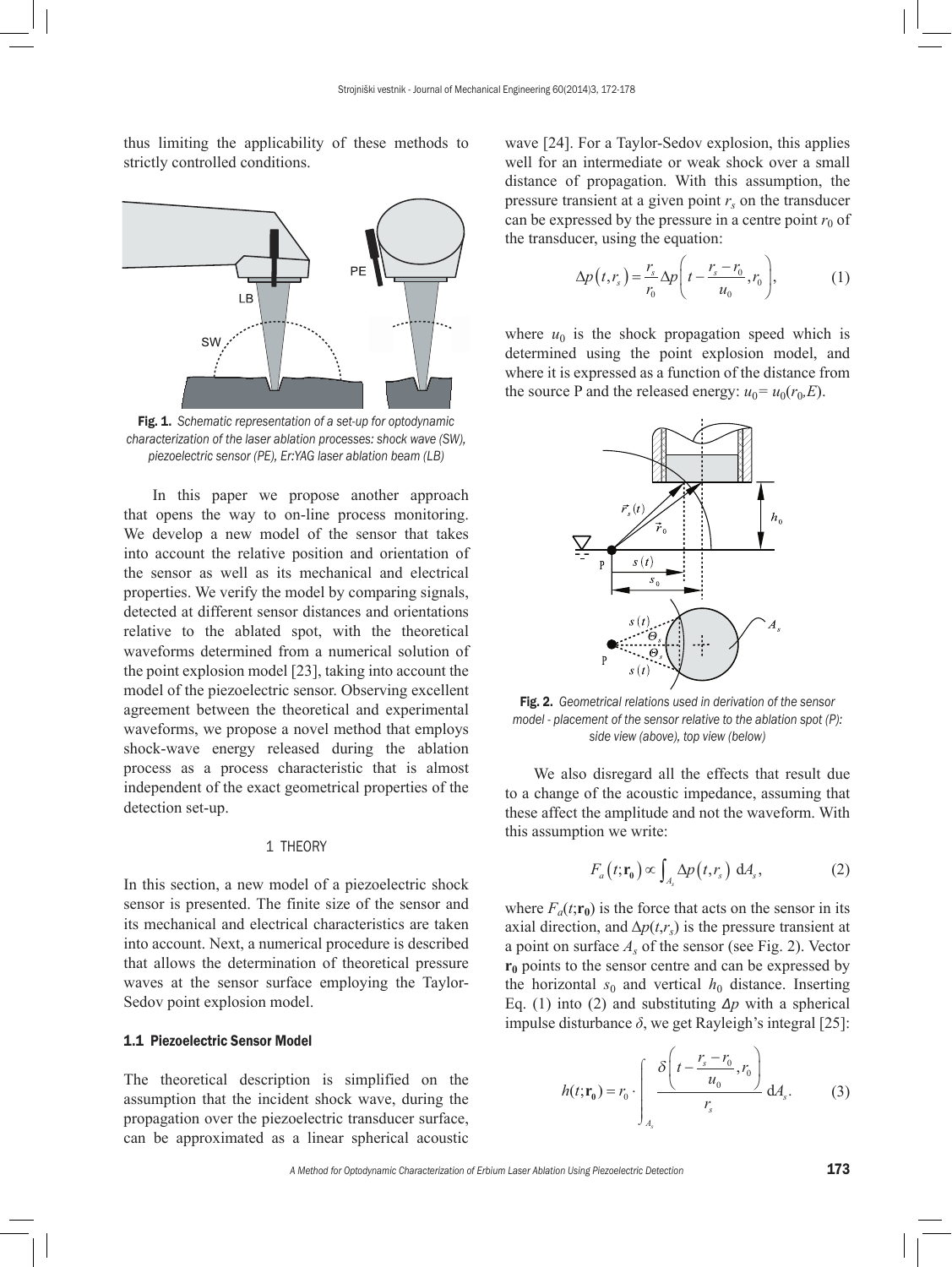thus limiting the applicability of these methods to strictly controlled conditions.

Fig. 1. *Schematic representation of a set-up for optodynamic characterization of the laser ablation processes: shock wave (SW), piezoelectric sensor (PE), Er:YAG laser ablation beam (LB)*

In this paper we propose another approach that opens the way to on-line process monitoring. We develop a new model of the sensor that takes into account the relative position and orientation of the sensor as well as its mechanical and electrical properties. We verify the model by comparing signals, detected at different sensor distances and orientations relative to the ablated spot, with the theoretical waveforms determined from a numerical solution of the point explosion model [23], taking into account the model of the piezoelectric sensor. Observing excellent agreement between the theoretical and experimental waveforms, we propose a novel method that employs shock-wave energy released during the ablation process as a process characteristic that is almost independent of the exact geometrical properties of the detection set-up.

## 1 THEORY

In this section, a new model of a piezoelectric shock sensor is presented. The finite size of the sensor and its mechanical and electrical characteristics are taken into account. Next, a numerical procedure is described that allows the determination of theoretical pressure waves at the sensor surface employing the Taylor-Sedov point explosion model.

### 1.1 Piezoelectric Sensor Model

The theoretical description is simplified on the assumption that the incident shock wave, during the propagation over the piezoelectric transducer surface, can be approximated as a linear spherical acoustic wave [24]. For a Taylor-Sedov explosion, this applies well for an intermediate or weak shock over a small distance of propagation. With this assumption, the pressure transient at a given point $r_s$ on the transducer can be expressed by the pressure in a centre point $r_0$ of the transducer, using the equation:

$$\Delta p\left(t, r_s\right) = \frac{r_s}{r_0} \Delta p\left(t - \frac{r_s - r_0}{u_0}, r_0\right), \tag{1}$$

where $u_0$ is the shock propagation speed which is determined using the point explosion model, and where it is expressed as a function of the distance from the source P and the released energy: $u_0 = u_0(r_0, E)$.

Fig. 2. *Geometrical relations used in derivation of the sensor model - placement of the sensor relative to the ablation spot (P): side view (above), top view (below)*

We also disregard all the effects that result due to a change of the acoustic impedance, assuming that these affect the amplitude and not the waveform. With this assumption we write:

$$F_a\left(t; \mathbf{r_0}\right) \propto \int_{A_s} \Delta p\left(t, r_s\right) \, \mathrm{d}A_s, \tag{2}$$

where $F_a(t;\mathbf{r_0})$ is the force that acts on the sensor in its axial direction, and $\Delta p(t,r_s)$ is the pressure transient at a point on surface $A_s$ of the sensor (see Fig. 2). Vector $\mathbf{r_0}$ points to the sensor centre and can be expressed by the horizontal $s_0$ and vertical $h_0$ distance. Inserting Eq. (1) into (2) and substituting $\Delta p$ with a spherical impulse disturbance $\delta$, we get Rayleigh's integral [25]:

$$h(t; \mathbf{r_0}) = r_0 \cdot \int_{A_s} \frac{\delta\left(t - \frac{r_s - r_0}{u_0}, r_0\right)}{r_s} \, \mathrm{d}A_s. \tag{3}$$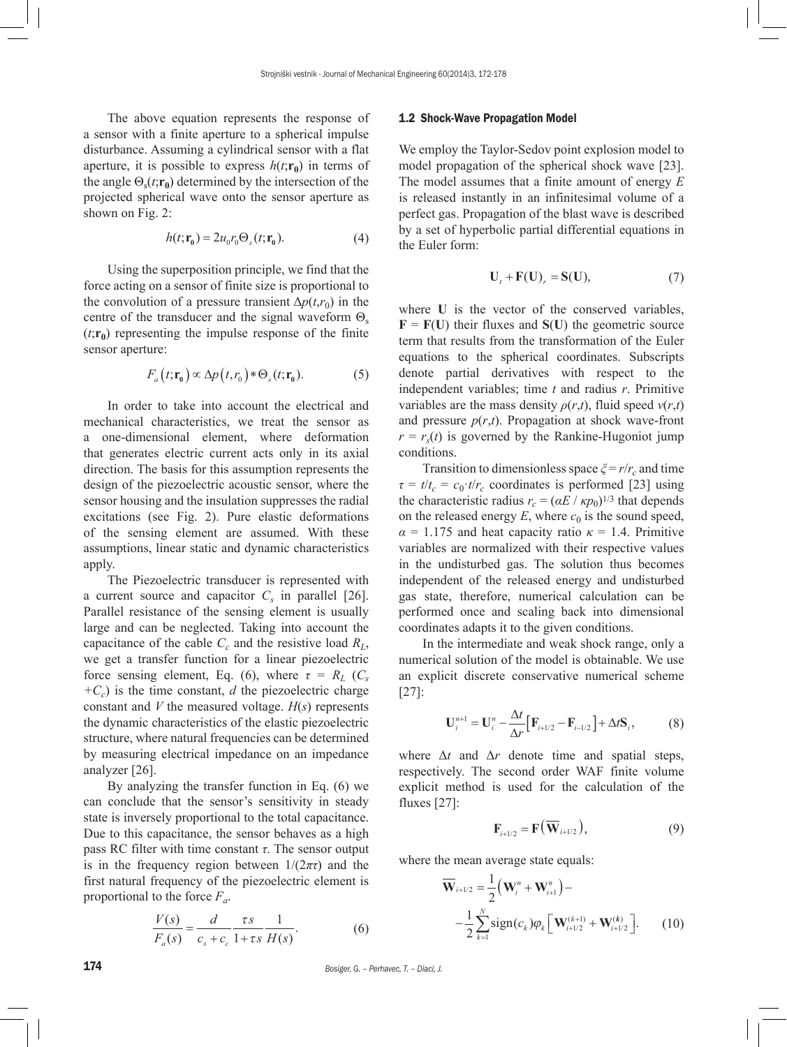The above equation represents the response of a sensor with a finite aperture to a spherical impulse disturbance. Assuming a cylindrical sensor with a flat aperture, it is possible to express $h(t;\mathbf{r_0})$ in terms of the angle $\Theta_s(t;\mathbf{r_0})$ determined by the intersection of the projected spherical wave onto the sensor aperture as shown on Fig. 2:

$$h(t;\mathbf{r_0}) = 2u_0 r_0 \Theta_s(t;\mathbf{r_0}). \tag{4}$$

Using the superposition principle, we find that the force acting on a sensor of finite size is proportional to the convolution of a pressure transient $\Delta p(t,r_0)$ in the centre of the transducer and the signal waveform $\Theta_s(t;\mathbf{r_0})$ representing the impulse response of the finite sensor aperture:

$$F_a(t;\mathbf{r_0}) \propto \Delta p(t,r_0) * \Theta_s(t;\mathbf{r_0}). \tag{5}$$

In order to take into account the electrical and mechanical characteristics, we treat the sensor as a one-dimensional element, where deformation that generates electric current acts only in its axial direction. The basis for this assumption represents the design of the piezoelectric acoustic sensor, where the sensor housing and the insulation suppresses the radial excitations (see Fig. 2). Pure elastic deformations of the sensing element are assumed. With these assumptions, linear static and dynamic characteristics apply.

The Piezoelectric transducer is represented with a current source and capacitor $C_s$ in parallel [26]. Parallel resistance of the sensing element is usually large and can be neglected. Taking into account the capacitance of the cable $C_c$ and the resistive load $R_L$, we get a transfer function for a linear piezoelectric force sensing element, Eq. (6), where $\tau = R_L\,(C_s + C_c)$ is the time constant, $d$ the piezoelectric charge constant and $V$ the measured voltage. $H(s)$ represents the dynamic characteristics of the elastic piezoelectric structure, where natural frequencies can be determined by measuring electrical impedance on an impedance analyzer [26].

By analyzing the transfer function in Eq. (6) we can conclude that the sensor's sensitivity in steady state is inversely proportional to the total capacitance. Due to this capacitance, the sensor behaves as a high pass RC filter with time constant $\tau$. The sensor output is in the frequency region between $1/(2\pi\tau)$ and the first natural frequency of the piezoelectric element is proportional to the force $F_a$.

$$\frac{V(s)}{F_a(s)} = \frac{d}{c_s + c_c}\,\frac{\tau s}{1+\tau s}\,\frac{1}{H(s)}. \tag{6}$$

### 1.2 Shock-Wave Propagation Model

We employ the Taylor-Sedov point explosion model to model propagation of the spherical shock wave [23]. The model assumes that a finite amount of energy $E$ is released instantly in an infinitesimal volume of a perfect gas. Propagation of the blast wave is described by a set of hyperbolic partial differential equations in the Euler form:

$$\mathbf{U}_t + \mathbf{F}(\mathbf{U})_r = \mathbf{S}(\mathbf{U}), \tag{7}$$

where $\mathbf{U}$ is the vector of the conserved variables, $\mathbf{F} = \mathbf{F}(\mathbf{U})$ their fluxes and $\mathbf{S}(\mathbf{U})$ the geometric source term that results from the transformation of the Euler equations to the spherical coordinates. Subscripts denote partial derivatives with respect to the independent variables; time $t$ and radius $r$. Primitive variables are the mass density $\rho(r,t)$, fluid speed $v(r,t)$ and pressure $p(r,t)$. Propagation at shock wave-front $r = r_s(t)$ is governed by the Rankine-Hugoniot jump conditions.

Transition to dimensionless space $\xi = r/r_c$ and time $\tau = t/t_c = c_0 \cdot t/r_c$ coordinates is performed [23] using the characteristic radius $r_c = (\alpha E / \kappa p_0)^{1/3}$ that depends on the released energy $E$, where $c_0$ is the sound speed, $\alpha = 1.175$ and heat capacity ratio $\kappa = 1.4$. Primitive variables are normalized with their respective values in the undisturbed gas. The solution thus becomes independent of the released energy and undisturbed gas state, therefore, numerical calculation can be performed once and scaling back into dimensional coordinates adapts it to the given conditions.

In the intermediate and weak shock range, only a numerical solution of the model is obtainable. We use an explicit discrete conservative numerical scheme [27]:

$$\mathbf{U}_i^{n+1} = \mathbf{U}_i^n - \frac{\Delta t}{\Delta r}\left[\mathbf{F}_{i+1/2} - \mathbf{F}_{i-1/2}\right] + \Delta t \mathbf{S}_i, \tag{8}$$

where $\Delta t$ and $\Delta r$ denote time and spatial steps, respectively. The second order WAF finite volume explicit method is used for the calculation of the fluxes [27]:

$$\mathbf{F}_{i+1/2} = \mathbf{F}\left(\overline{\mathbf{W}}_{i+1/2}\right), \tag{9}$$

where the mean average state equals:

$$\overline{\mathbf{W}}_{i+1/2} = \frac{1}{2}\left(\mathbf{W}_i^n + \mathbf{W}_{i+1}^n\right) - \frac{1}{2}\sum_{k=1}^{N}\operatorname{sign}(c_k)\varphi_k\left[\mathbf{W}_{i+1/2}^{(k+1)} + \mathbf{W}_{i+1/2}^{(k)}\right]. \tag{10}$$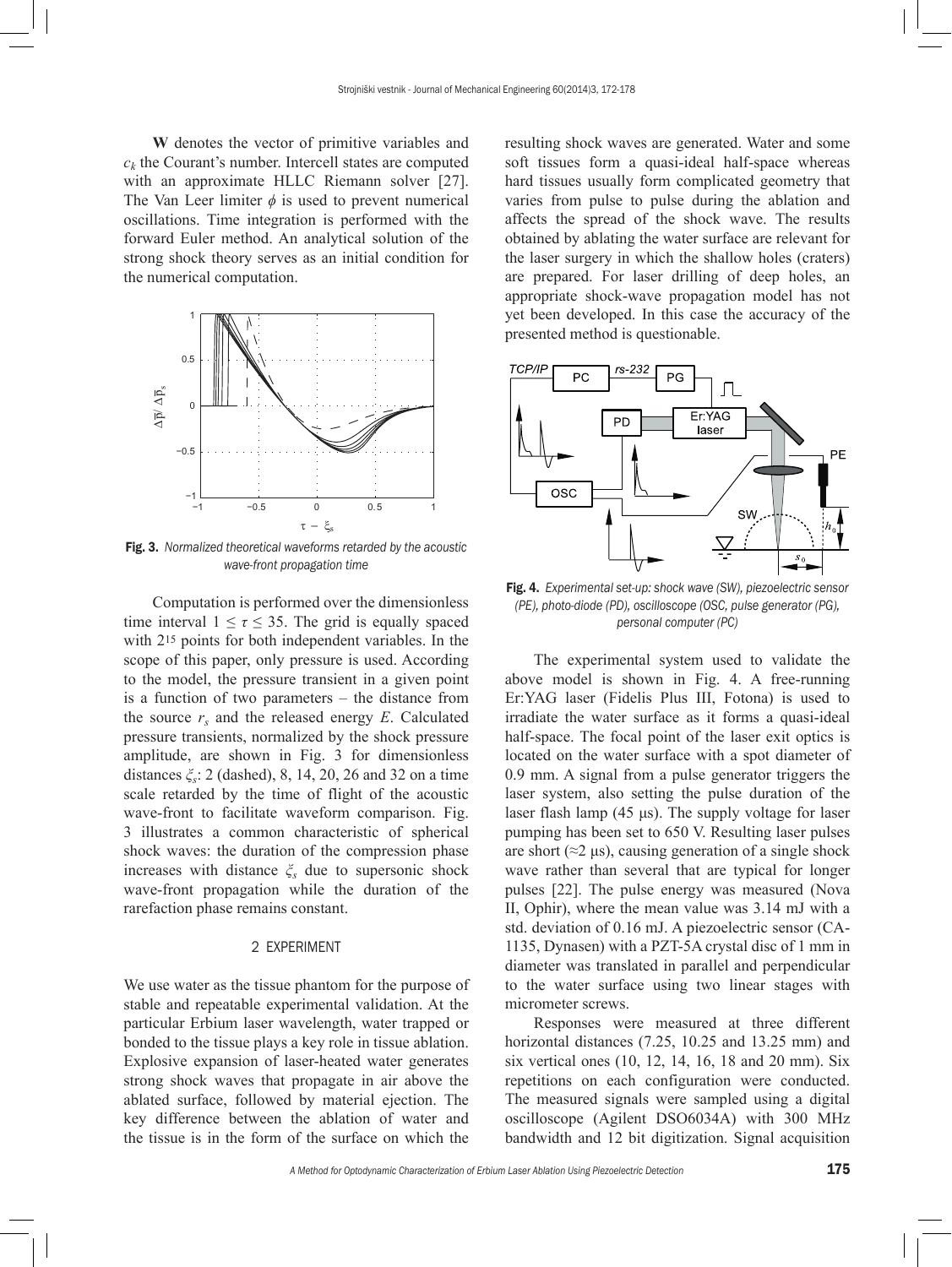**W** denotes the vector of primitive variables and $c_k$ the Courant's number. Intercell states are computed with an approximate HLLC Riemann solver [27]. The Van Leer limiter $\phi$ is used to prevent numerical oscillations. Time integration is performed with the forward Euler method. An analytical solution of the strong shock theory serves as an initial condition for the numerical computation.

**Fig. 3.** *Normalized theoretical waveforms retarded by the acoustic wave-front propagation time*

Computation is performed over the dimensionless time interval $1 \leq \tau \leq 35$. The grid is equally spaced with $2^{15}$ points for both independent variables. In the scope of this paper, only pressure is used. According to the model, the pressure transient in a given point is a function of two parameters – the distance from the source $r_s$ and the released energy $E$. Calculated pressure transients, normalized by the shock pressure amplitude, are shown in Fig. 3 for dimensionless distances $\xi_s$: 2 (dashed), 8, 14, 20, 26 and 32 on a time scale retarded by the time of flight of the acoustic wave-front to facilitate waveform comparison. Fig. 3 illustrates a common characteristic of spherical shock waves: the duration of the compression phase increases with distance $\xi_s$ due to supersonic shock wave-front propagation while the duration of the rarefaction phase remains constant.

## 2 EXPERIMENT

We use water as the tissue phantom for the purpose of stable and repeatable experimental validation. At the particular Erbium laser wavelength, water trapped or bonded to the tissue plays a key role in tissue ablation. Explosive expansion of laser-heated water generates strong shock waves that propagate in air above the ablated surface, followed by material ejection. The key difference between the ablation of water and the tissue is in the form of the surface on which the resulting shock waves are generated. Water and some soft tissues form a quasi-ideal half-space whereas hard tissues usually form complicated geometry that varies from pulse to pulse during the ablation and affects the spread of the shock wave. The results obtained by ablating the water surface are relevant for the laser surgery in which the shallow holes (craters) are prepared. For laser drilling of deep holes, an appropriate shock-wave propagation model has not yet been developed. In this case the accuracy of the presented method is questionable.

**Fig. 4.** *Experimental set-up: shock wave (SW), piezoelectric sensor (PE), photo-diode (PD), oscilloscope (OSC, pulse generator (PG), personal computer (PC)*

The experimental system used to validate the above model is shown in Fig. 4. A free-running Er:YAG laser (Fidelis Plus III, Fotona) is used to irradiate the water surface as it forms a quasi-ideal half-space. The focal point of the laser exit optics is located on the water surface with a spot diameter of 0.9 mm. A signal from a pulse generator triggers the laser system, also setting the pulse duration of the laser flash lamp (45 μs). The supply voltage for laser pumping has been set to 650 V. Resulting laser pulses are short (≈2 μs), causing generation of a single shock wave rather than several that are typical for longer pulses [22]. The pulse energy was measured (Nova II, Ophir), where the mean value was 3.14 mJ with a std. deviation of 0.16 mJ. A piezoelectric sensor (CA-1135, Dynasen) with a PZT-5A crystal disc of 1 mm in diameter was translated in parallel and perpendicular to the water surface using two linear stages with micrometer screws.

Responses were measured at three different horizontal distances (7.25, 10.25 and 13.25 mm) and six vertical ones (10, 12, 14, 16, 18 and 20 mm). Six repetitions on each configuration were conducted. The measured signals were sampled using a digital oscilloscope (Agilent DSO6034A) with 300 MHz bandwidth and 12 bit digitization. Signal acquisition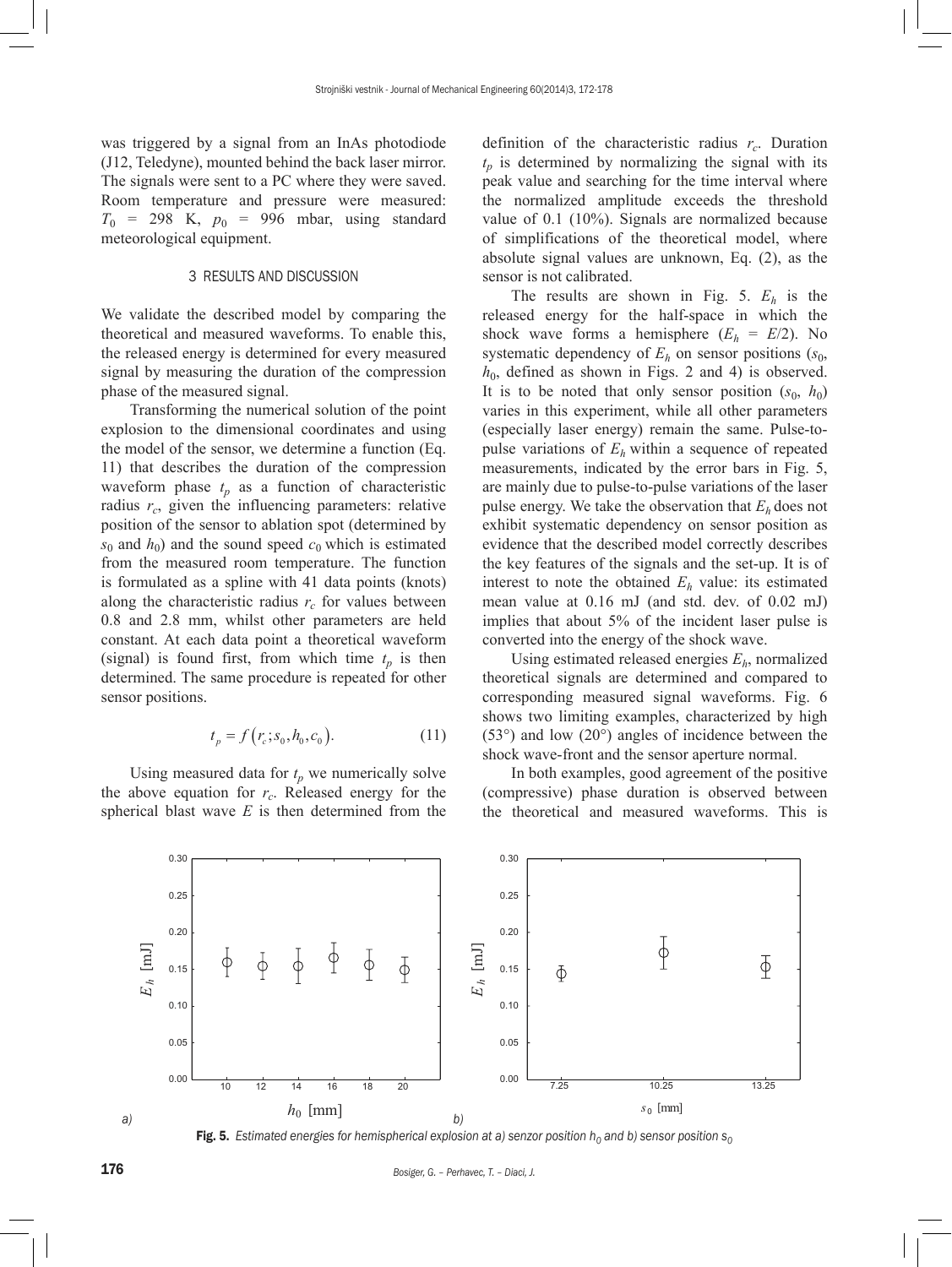was triggered by a signal from an InAs photodiode (J12, Teledyne), mounted behind the back laser mirror. The signals were sent to a PC where they were saved. Room temperature and pressure were measured: $T_0$ = 298 K, $p_0$ = 996 mbar, using standard meteorological equipment.

## 3 RESULTS AND DISCUSSION

We validate the described model by comparing the theoretical and measured waveforms. To enable this, the released energy is determined for every measured signal by measuring the duration of the compression phase of the measured signal.

Transforming the numerical solution of the point explosion to the dimensional coordinates and using the model of the sensor, we determine a function (Eq. 11) that describes the duration of the compression waveform phase $t_p$ as a function of characteristic radius $r_c$, given the influencing parameters: relative position of the sensor to ablation spot (determined by $s_0$ and $h_0$) and the sound speed $c_0$ which is estimated from the measured room temperature. The function is formulated as a spline with 41 data points (knots) along the characteristic radius $r_c$ for values between 0.8 and 2.8 mm, whilst other parameters are held constant. At each data point a theoretical waveform (signal) is found first, from which time $t_p$ is then determined. The same procedure is repeated for other sensor positions.

$$t_p = f\left(r_c; s_0, h_0, c_0\right). \tag{11}$$

Using measured data for $t_p$ we numerically solve the above equation for $r_c$. Released energy for the spherical blast wave $E$ is then determined from the definition of the characteristic radius $r_c$. Duration $t_p$ is determined by normalizing the signal with its peak value and searching for the time interval where the normalized amplitude exceeds the threshold value of 0.1 (10%). Signals are normalized because of simplifications of the theoretical model, where absolute signal values are unknown, Eq. (2), as the sensor is not calibrated.

The results are shown in Fig. 5. $E_h$ is the released energy for the half-space in which the shock wave forms a hemisphere ($E_h = E/2$). No systematic dependency of $E_h$ on sensor positions ($s_0$, $h_0$, defined as shown in Figs. 2 and 4) is observed. It is to be noted that only sensor position ($s_0$, $h_0$) varies in this experiment, while all other parameters (especially laser energy) remain the same. Pulse-to-pulse variations of $E_h$ within a sequence of repeated measurements, indicated by the error bars in Fig. 5, are mainly due to pulse-to-pulse variations of the laser pulse energy. We take the observation that $E_h$ does not exhibit systematic dependency on sensor position as evidence that the described model correctly describes the key features of the signals and the set-up. It is of interest to note the obtained $E_h$ value: its estimated mean value at 0.16 mJ (and std. dev. of 0.02 mJ) implies that about 5% of the incident laser pulse is converted into the energy of the shock wave.

Using estimated released energies $E_h$, normalized theoretical signals are determined and compared to corresponding measured signal waveforms. Fig. 6 shows two limiting examples, characterized by high (53°) and low (20°) angles of incidence between the shock wave-front and the sensor aperture normal.

In both examples, good agreement of the positive (compressive) phase duration is observed between the theoretical and measured waveforms. This is

**Fig. 5.** *Estimated energies for hemispherical explosion at a) senzor position $h_0$ and b) sensor position $s_0$*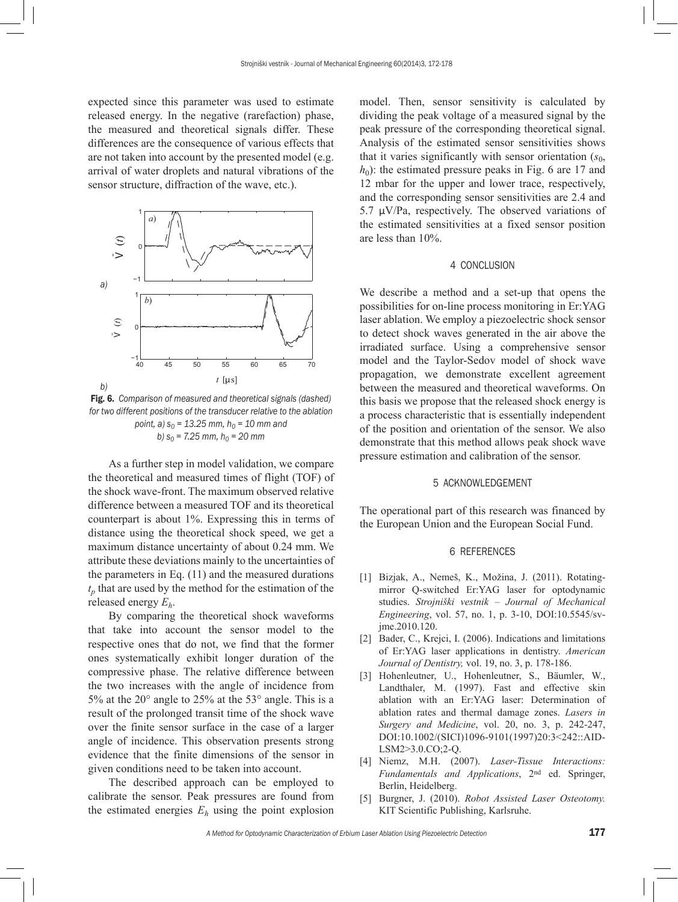expected since this parameter was used to estimate released energy. In the negative (rarefaction) phase, the measured and theoretical signals differ. These differences are the consequence of various effects that are not taken into account by the presented model (e.g. arrival of water droplets and natural vibrations of the sensor structure, diffraction of the wave, etc.).

**Fig. 6.** *Comparison of measured and theoretical signals (dashed) for two different positions of the transducer relative to the ablation point, a) $s_0$ = 13.25 mm, $h_0$ = 10 mm and b) $s_0$ = 7.25 mm, $h_0$ = 20 mm*

As a further step in model validation, we compare the theoretical and measured times of flight (TOF) of the shock wave-front. The maximum observed relative difference between a measured TOF and its theoretical counterpart is about 1%. Expressing this in terms of distance using the theoretical shock speed, we get a maximum distance uncertainty of about 0.24 mm. We attribute these deviations mainly to the uncertainties of the parameters in Eq. (11) and the measured durations $t_p$ that are used by the method for the estimation of the released energy $E_h$.

By comparing the theoretical shock waveforms that take into account the sensor model to the respective ones that do not, we find that the former ones systematically exhibit longer duration of the compressive phase. The relative difference between the two increases with the angle of incidence from 5% at the 20° angle to 25% at the 53° angle. This is a result of the prolonged transit time of the shock wave over the finite sensor surface in the case of a larger angle of incidence. This observation presents strong evidence that the finite dimensions of the sensor in given conditions need to be taken into account.

The described approach can be employed to calibrate the sensor. Peak pressures are found from the estimated energies $E_h$ using the point explosion model. Then, sensor sensitivity is calculated by dividing the peak voltage of a measured signal by the peak pressure of the corresponding theoretical signal. Analysis of the estimated sensor sensitivities shows that it varies significantly with sensor orientation ($s_0$, $h_0$): the estimated pressure peaks in Fig. 6 are 17 and 12 mbar for the upper and lower trace, respectively, and the corresponding sensor sensitivities are 2.4 and 5.7 μV/Pa, respectively. The observed variations of the estimated sensitivities at a fixed sensor position are less than 10%.

## 4 CONCLUSION

We describe a method and a set-up that opens the possibilities for on-line process monitoring in Er:YAG laser ablation. We employ a piezoelectric shock sensor to detect shock waves generated in the air above the irradiated surface. Using a comprehensive sensor model and the Taylor-Sedov model of shock wave propagation, we demonstrate excellent agreement between the measured and theoretical waveforms. On this basis we propose that the released shock energy is a process characteristic that is essentially independent of the position and orientation of the sensor. We also demonstrate that this method allows peak shock wave pressure estimation and calibration of the sensor.

## 5 ACKNOWLEDGEMENT

The operational part of this research was financed by the European Union and the European Social Fund.

## 6 REFERENCES

[1] Bizjak, A., Nemeš, K., Možina, J. (2011). Rotating-mirror Q-switched Er:YAG laser for optodynamic studies. *Strojniški vestnik – Journal of Mechanical Engineering*, vol. 57, no. 1, p. 3-10, DOI:10.5545/sv-jme.2010.120.

[2] Bader, C., Krejci, I. (2006). Indications and limitations of Er:YAG laser applications in dentistry. *American Journal of Dentistry,* vol. 19, no. 3, p. 178-186.

[3] Hohenleutner, U., Hohenleutner, S., Bäumler, W., Landthaler, M. (1997). Fast and effective skin ablation with an Er:YAG laser: Determination of ablation rates and thermal damage zones. *Lasers in Surgery and Medicine*, vol. 20, no. 3, p. 242-247, DOI:10.1002/(SICI)1096-9101(1997)20:3<242::AID-LSM2>3.0.CO;2-Q.

[4] Niemz, M.H. (2007). *Laser-Tissue Interactions: Fundamentals and Applications*, 2nd ed. Springer, Berlin, Heidelberg.

[5] Burgner, J. (2010). *Robot Assisted Laser Osteotomy.* KIT Scientific Publishing, Karlsruhe.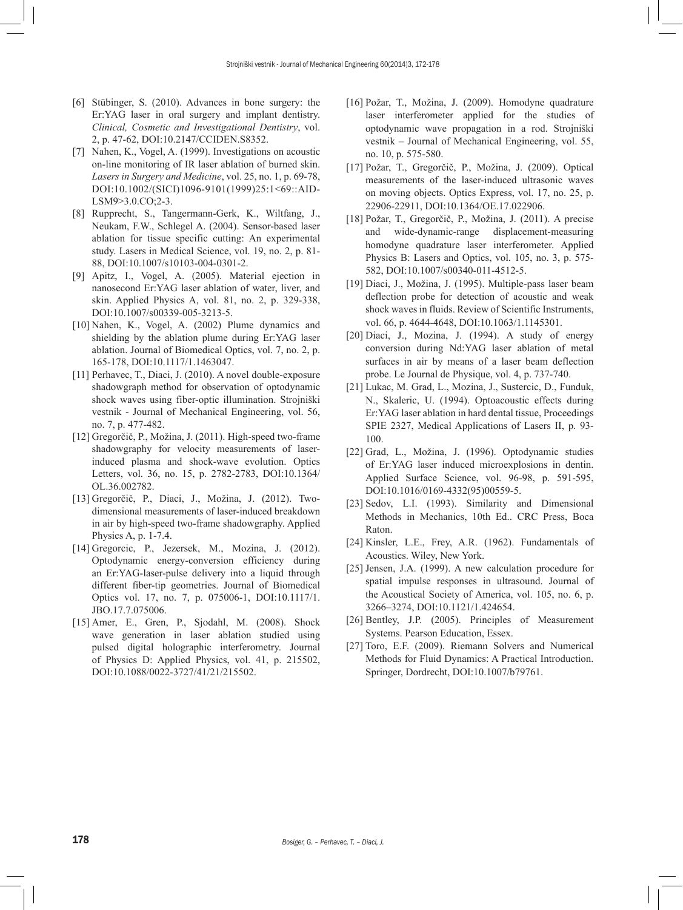[6] Stübinger, S. (2010). Advances in bone surgery: the Er:YAG laser in oral surgery and implant dentistry. *Clinical, Cosmetic and Investigational Dentistry*, vol. 2, p. 47-62, DOI:10.2147/CCIDEN.S8352.

[7] Nahen, K., Vogel, A. (1999). Investigations on acoustic on-line monitoring of IR laser ablation of burned skin. *Lasers in Surgery and Medicine*, vol. 25, no. 1, p. 69-78, DOI:10.1002/(SICI)1096-9101(1999)25:1<69::AID-LSM9>3.0.CO;2-3.

[8] Rupprecht, S., Tangermann-Gerk, K., Wiltfang, J., Neukam, F.W., Schlegel A. (2004). Sensor-based laser ablation for tissue specific cutting: An experimental study. Lasers in Medical Science, vol. 19, no. 2, p. 81-88, DOI:10.1007/s10103-004-0301-2.

[9] Apitz, I., Vogel, A. (2005). Material ejection in nanosecond Er:YAG laser ablation of water, liver, and skin. Applied Physics A, vol. 81, no. 2, p. 329-338, DOI:10.1007/s00339-005-3213-5.

[10] Nahen, K., Vogel, A. (2002) Plume dynamics and shielding by the ablation plume during Er:YAG laser ablation. Journal of Biomedical Optics, vol. 7, no. 2, p. 165-178, DOI:10.1117/1.1463047.

[11] Perhavec, T., Diaci, J. (2010). A novel double-exposure shadowgraph method for observation of optodynamic shock waves using fiber-optic illumination. Strojniški vestnik - Journal of Mechanical Engineering, vol. 56, no. 7, p. 477-482.

[12] Gregorčič, P., Možina, J. (2011). High-speed two-frame shadowgraphy for velocity measurements of laser-induced plasma and shock-wave evolution. Optics Letters, vol. 36, no. 15, p. 2782-2783, DOI:10.1364/OL.36.002782.

[13] Gregorčič, P., Diaci, J., Možina, J. (2012). Two-dimensional measurements of laser-induced breakdown in air by high-speed two-frame shadowgraphy. Applied Physics A, p. 1-7.4.

[14] Gregorcic, P., Jezersek, M., Mozina, J. (2012). Optodynamic energy-conversion efficiency during an Er:YAG-laser-pulse delivery into a liquid through different fiber-tip geometries. Journal of Biomedical Optics vol. 17, no. 7, p. 075006-1, DOI:10.1117/1.JBO.17.7.075006.

[15] Amer, E., Gren, P., Sjodahl, M. (2008). Shock wave generation in laser ablation studied using pulsed digital holographic interferometry. Journal of Physics D: Applied Physics, vol. 41, p. 215502, DOI:10.1088/0022-3727/41/21/215502.

[16] Požar, T., Možina, J. (2009). Homodyne quadrature laser interferometer applied for the studies of optodynamic wave propagation in a rod. Strojniški vestnik – Journal of Mechanical Engineering, vol. 55, no. 10, p. 575-580.

[17] Požar, T., Gregorčič, P., Možina, J. (2009). Optical measurements of the laser-induced ultrasonic waves on moving objects. Optics Express, vol. 17, no. 25, p. 22906-22911, DOI:10.1364/OE.17.022906.

[18] Požar, T., Gregorčič, P., Možina, J. (2011). A precise and wide-dynamic-range displacement-measuring homodyne quadrature laser interferometer. Applied Physics B: Lasers and Optics, vol. 105, no. 3, p. 575-582, DOI:10.1007/s00340-011-4512-5.

[19] Diaci, J., Možina, J. (1995). Multiple-pass laser beam deflection probe for detection of acoustic and weak shock waves in fluids. Review of Scientific Instruments, vol. 66, p. 4644-4648, DOI:10.1063/1.1145301.

[20] Diaci, J., Mozina, J. (1994). A study of energy conversion during Nd:YAG laser ablation of metal surfaces in air by means of a laser beam deflection probe. Le Journal de Physique, vol. 4, p. 737-740.

[21] Lukac, M. Grad, L., Mozina, J., Sustercic, D., Funduk, N., Skaleric, U. (1994). Optoacoustic effects during Er:YAG laser ablation in hard dental tissue, Proceedings SPIE 2327, Medical Applications of Lasers II, p. 93-100.

[22] Grad, L., Možina, J. (1996). Optodynamic studies of Er:YAG laser induced microexplosions in dentin. Applied Surface Science, vol. 96-98, p. 591-595, DOI:10.1016/0169-4332(95)00559-5.

[23] Sedov, L.I. (1993). Similarity and Dimensional Methods in Mechanics, 10th Ed.. CRC Press, Boca Raton.

[24] Kinsler, L.E., Frey, A.R. (1962). Fundamentals of Acoustics. Wiley, New York.

[25] Jensen, J.A. (1999). A new calculation procedure for spatial impulse responses in ultrasound. Journal of the Acoustical Society of America, vol. 105, no. 6, p. 3266–3274, DOI:10.1121/1.424654.

[26] Bentley, J.P. (2005). Principles of Measurement Systems. Pearson Education, Essex.

[27] Toro, E.F. (2009). Riemann Solvers and Numerical Methods for Fluid Dynamics: A Practical Introduction. Springer, Dordrecht, DOI:10.1007/b79761.